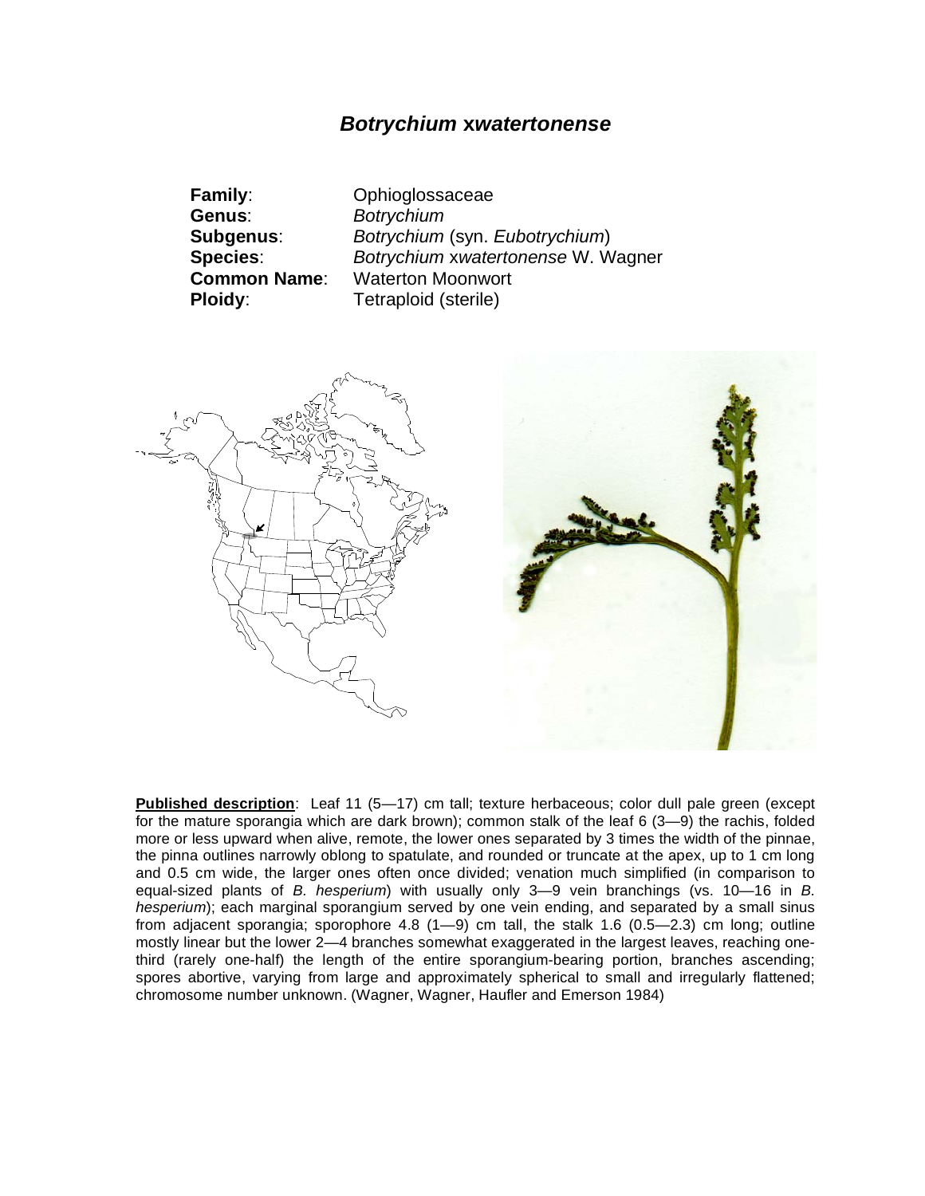# *Botrychium* x*watertonense*

**Family**: Ophioglossaceae
**Genus**: *Botrychium*
**Subgenus**: *Botrychium* (syn. *Eubotrychium*)
**Species**: *Botrychium* x*watertonense* W. Wagner
**Common Name**: Waterton Moonwort
**Ploidy**: Tetraploid (sterile)

**Published description**: Leaf 11 (5—17) cm tall; texture herbaceous; color dull pale green (except for the mature sporangia which are dark brown); common stalk of the leaf 6 (3—9) the rachis, folded more or less upward when alive, remote, the lower ones separated by 3 times the width of the pinnae, the pinna outlines narrowly oblong to spatulate, and rounded or truncate at the apex, up to 1 cm long and 0.5 cm wide, the larger ones often once divided; venation much simplified (in comparison to equal-sized plants of *B. hesperium*) with usually only 3—9 vein branchings (vs. 10—16 in *B. hesperium*); each marginal sporangium served by one vein ending, and separated by a small sinus from adjacent sporangia; sporophore 4.8 (1—9) cm tall, the stalk 1.6 (0.5—2.3) cm long; outline mostly linear but the lower 2—4 branches somewhat exaggerated in the largest leaves, reaching one-third (rarely one-half) the length of the entire sporangium-bearing portion, branches ascending; spores abortive, varying from large and approximately spherical to small and irregularly flattened; chromosome number unknown. (Wagner, Wagner, Haufler and Emerson 1984)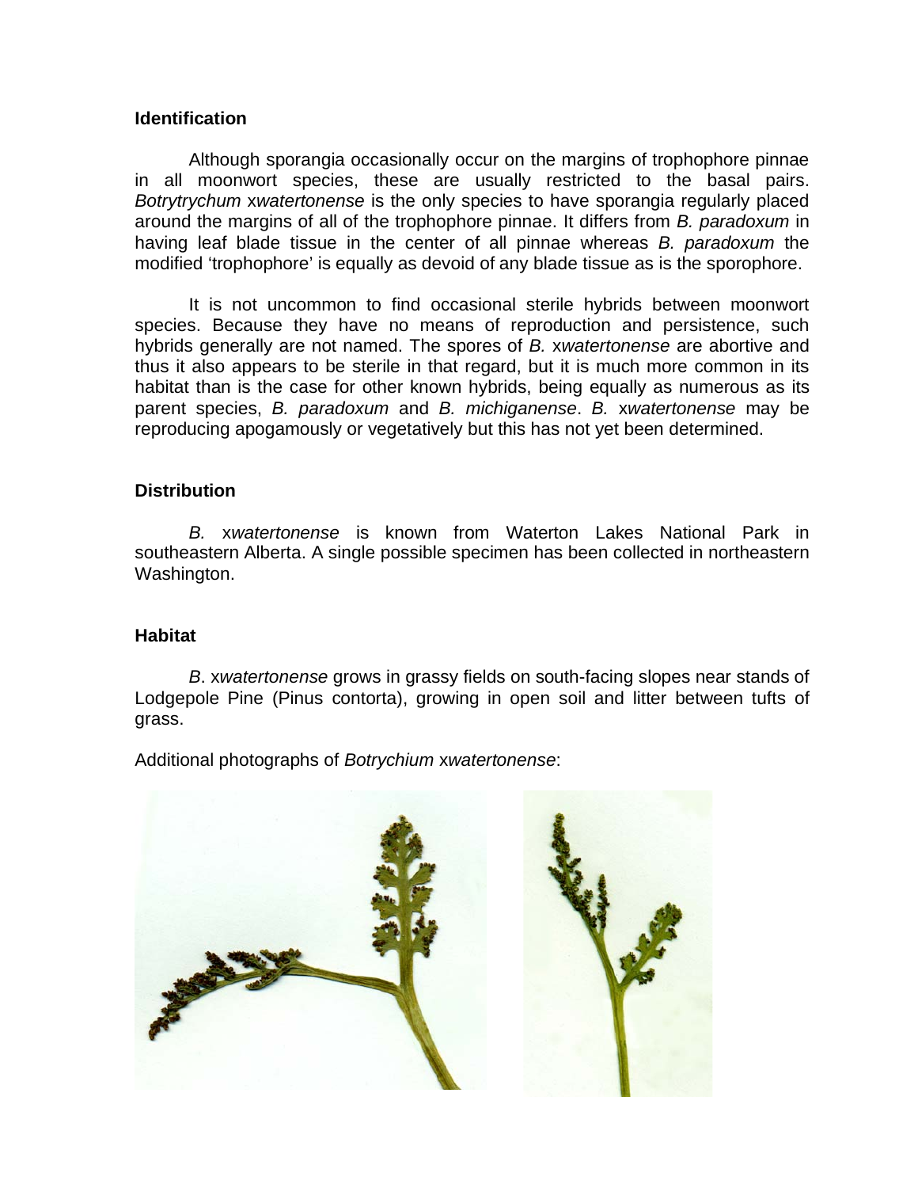**Identification**

Although sporangia occasionally occur on the margins of trophophore pinnae in all moonwort species, these are usually restricted to the basal pairs. *Botrytrychum* x*watertonense* is the only species to have sporangia regularly placed around the margins of all of the trophophore pinnae. It differs from *B. paradoxum* in having leaf blade tissue in the center of all pinnae whereas *B. paradoxum* the modified 'trophophore' is equally as devoid of any blade tissue as is the sporophore.

It is not uncommon to find occasional sterile hybrids between moonwort species. Because they have no means of reproduction and persistence, such hybrids generally are not named. The spores of *B.* x*watertonense* are abortive and thus it also appears to be sterile in that regard, but it is much more common in its habitat than is the case for other known hybrids, being equally as numerous as its parent species, *B. paradoxum* and *B. michiganense*. *B.* x*watertonense* may be reproducing apogamously or vegetatively but this has not yet been determined.

**Distribution**

*B.* x*watertonense* is known from Waterton Lakes National Park in southeastern Alberta. A single possible specimen has been collected in northeastern Washington.

**Habitat**

*B*. x*watertonense* grows in grassy fields on south-facing slopes near stands of Lodgepole Pine (Pinus contorta), growing in open soil and litter between tufts of grass.

Additional photographs of *Botrychium* x*watertonense*: